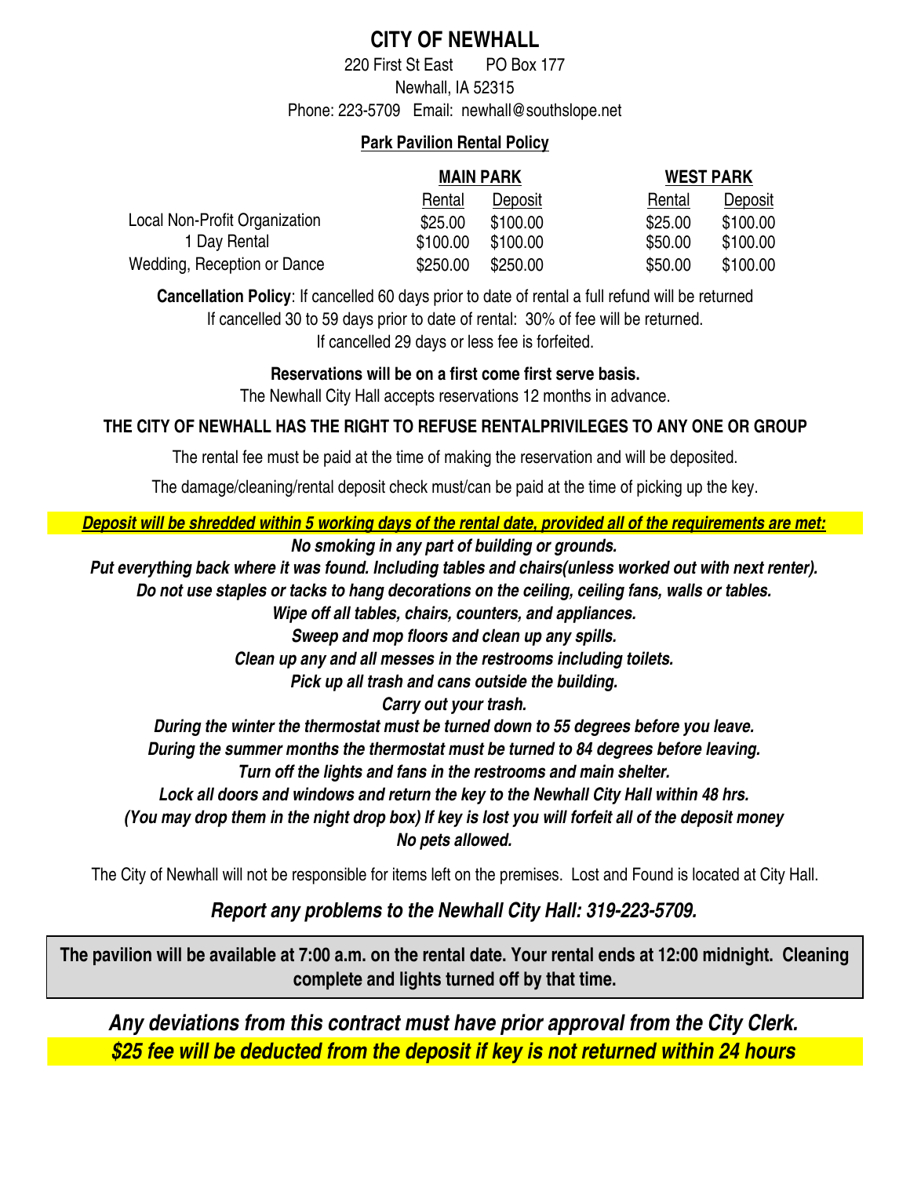# CITY OF NEWHALL

220 First St East    PO Box 177
Newhall, IA 52315
Phone: 223-5709   Email: newhall@southslope.net

## Park Pavilion Rental Policy

| | MAIN PARK | | WEST PARK | |
|---|---|---|---|---|
| | Rental | Deposit | Rental | Deposit |
| Local Non-Profit Organization | $25.00 | $100.00 | $25.00 | $100.00 |
| 1 Day Rental | $100.00 | $100.00 | $50.00 | $100.00 |
| Wedding, Reception or Dance | $250.00 | $250.00 | $50.00 | $100.00 |

**Cancellation Policy**: If cancelled 60 days prior to date of rental a full refund will be returned
If cancelled 30 to 59 days prior to date of rental: 30% of fee will be returned.
If cancelled 29 days or less fee is forfeited.

**Reservations will be on a first come first serve basis.**
The Newhall City Hall accepts reservations 12 months in advance.

**THE CITY OF NEWHALL HAS THE RIGHT TO REFUSE RENTALPRIVILEGES TO ANY ONE OR GROUP**

The rental fee must be paid at the time of making the reservation and will be deposited.

The damage/cleaning/rental deposit check must/can be paid at the time of picking up the key.

***Deposit will be shredded within 5 working days of the rental date, provided all of the requirements are met:***

***No smoking in any part of building or grounds.***
***Put everything back where it was found. Including tables and chairs(unless worked out with next renter).***
***Do not use staples or tacks to hang decorations on the ceiling, ceiling fans, walls or tables.***
***Wipe off all tables, chairs, counters, and appliances.***
***Sweep and mop floors and clean up any spills.***
***Clean up any and all messes in the restrooms including toilets.***
***Pick up all trash and cans outside the building.***
***Carry out your trash.***
***During the winter the thermostat must be turned down to 55 degrees before you leave.***
***During the summer months the thermostat must be turned to 84 degrees before leaving.***
***Turn off the lights and fans in the restrooms and main shelter.***
***Lock all doors and windows and return the key to the Newhall City Hall within 48 hrs.***
***(You may drop them in the night drop box) If key is lost you will forfeit all of the deposit money***
***No pets allowed.***

The City of Newhall will not be responsible for items left on the premises. Lost and Found is located at City Hall.

***Report any problems to the Newhall City Hall: 319-223-5709.***

**The pavilion will be available at 7:00 a.m. on the rental date. Your rental ends at 12:00 midnight. Cleaning complete and lights turned off by that time.**

***Any deviations from this contract must have prior approval from the City Clerk.***
***$25 fee will be deducted from the deposit if key is not returned within 24 hours***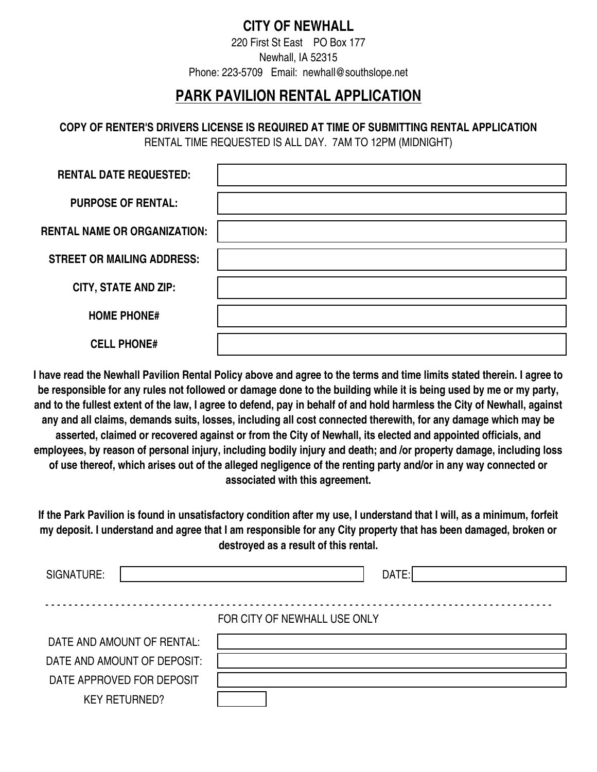# CITY OF NEWHALL

220 First St East PO Box 177
Newhall, IA 52315
Phone: 223-5709 Email: newhall@southslope.net

## PARK PAVILION RENTAL APPLICATION

**COPY OF RENTER'S DRIVERS LICENSE IS REQUIRED AT TIME OF SUBMITTING RENTAL APPLICATION**
RENTAL TIME REQUESTED IS ALL DAY. 7AM TO 12PM (MIDNIGHT)

| | |
|---|---|
| **RENTAL DATE REQUESTED:** | |
| **PURPOSE OF RENTAL:** | |
| **RENTAL NAME OR ORGANIZATION:** | |
| **STREET OR MAILING ADDRESS:** | |
| **CITY, STATE AND ZIP:** | |
| **HOME PHONE#** | |
| **CELL PHONE#** | |

**I have read the Newhall Pavilion Rental Policy above and agree to the terms and time limits stated therein. I agree to be responsible for any rules not followed or damage done to the building while it is being used by me or my party, and to the fullest extent of the law, I agree to defend, pay in behalf of and hold harmless the City of Newhall, against any and all claims, demands suits, losses, including all cost connected therewith, for any damage which may be asserted, claimed or recovered against or from the City of Newhall, its elected and appointed officials, and employees, by reason of personal injury, including bodily injury and death; and /or property damage, including loss of use thereof, which arises out of the alleged negligence of the renting party and/or in any way connected or associated with this agreement.**

**If the Park Pavilion is found in unsatisfactory condition after my use, I understand that I will, as a minimum, forfeit my deposit. I understand and agree that I am responsible for any City property that has been damaged, broken or destroyed as a result of this rental.**

SIGNATURE: ____________________ DATE: ____________

- - - - - - - - - - - - - - - - - - - - - - - - - - - - - - - - - - - - - - - -

FOR CITY OF NEWHALL USE ONLY

| | |
|---|---|
| DATE AND AMOUNT OF RENTAL: | |
| DATE AND AMOUNT OF DEPOSIT: | |
| DATE APPROVED FOR DEPOSIT | |
| KEY RETURNED? | |